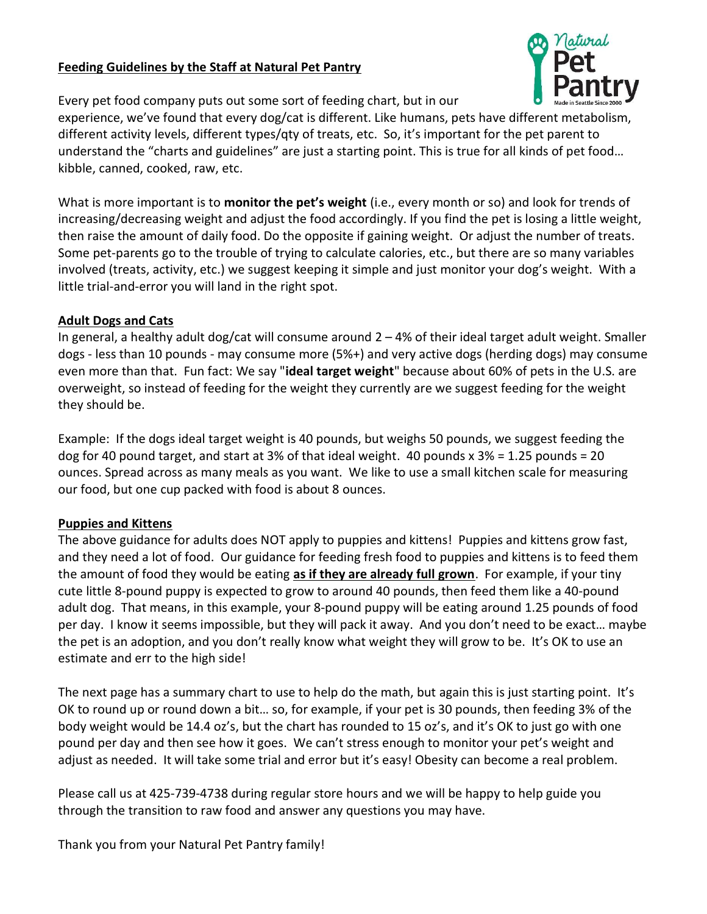## Feeding Guidelines by the Staff at Natural Pet Pantry

Every pet food company puts out some sort of feeding chart, but in our experience, we've found that every dog/cat is different. Like humans, pets have different metabolism, different activity levels, different types/qty of treats, etc. So, it's important for the pet parent to understand the "charts and guidelines" are just a starting point. This is true for all kinds of pet food… kibble, canned, cooked, raw, etc.

What is more important is to **monitor the pet's weight** (i.e., every month or so) and look for trends of increasing/decreasing weight and adjust the food accordingly. If you find the pet is losing a little weight, then raise the amount of daily food. Do the opposite if gaining weight. Or adjust the number of treats. Some pet-parents go to the trouble of trying to calculate calories, etc., but there are so many variables involved (treats, activity, etc.) we suggest keeping it simple and just monitor your dog's weight. With a little trial-and-error you will land in the right spot.

### Adult Dogs and Cats

In general, a healthy adult dog/cat will consume around 2 – 4% of their ideal target adult weight. Smaller dogs - less than 10 pounds - may consume more (5%+) and very active dogs (herding dogs) may consume even more than that. Fun fact: We say "**ideal target weight**" because about 60% of pets in the U.S. are overweight, so instead of feeding for the weight they currently are we suggest feeding for the weight they should be.

Example: If the dogs ideal target weight is 40 pounds, but weighs 50 pounds, we suggest feeding the dog for 40 pound target, and start at 3% of that ideal weight. 40 pounds x 3% = 1.25 pounds = 20 ounces. Spread across as many meals as you want. We like to use a small kitchen scale for measuring our food, but one cup packed with food is about 8 ounces.

### Puppies and Kittens

The above guidance for adults does NOT apply to puppies and kittens! Puppies and kittens grow fast, and they need a lot of food. Our guidance for feeding fresh food to puppies and kittens is to feed them the amount of food they would be eating **as if they are already full grown**. For example, if your tiny cute little 8-pound puppy is expected to grow to around 40 pounds, then feed them like a 40-pound adult dog. That means, in this example, your 8-pound puppy will be eating around 1.25 pounds of food per day. I know it seems impossible, but they will pack it away. And you don't need to be exact… maybe the pet is an adoption, and you don't really know what weight they will grow to be. It's OK to use an estimate and err to the high side!

The next page has a summary chart to use to help do the math, but again this is just starting point. It's OK to round up or round down a bit… so, for example, if your pet is 30 pounds, then feeding 3% of the body weight would be 14.4 oz's, but the chart has rounded to 15 oz's, and it's OK to just go with one pound per day and then see how it goes. We can't stress enough to monitor your pet's weight and adjust as needed. It will take some trial and error but it's easy! Obesity can become a real problem.

Please call us at 425-739-4738 during regular store hours and we will be happy to help guide you through the transition to raw food and answer any questions you may have.

Thank you from your Natural Pet Pantry family!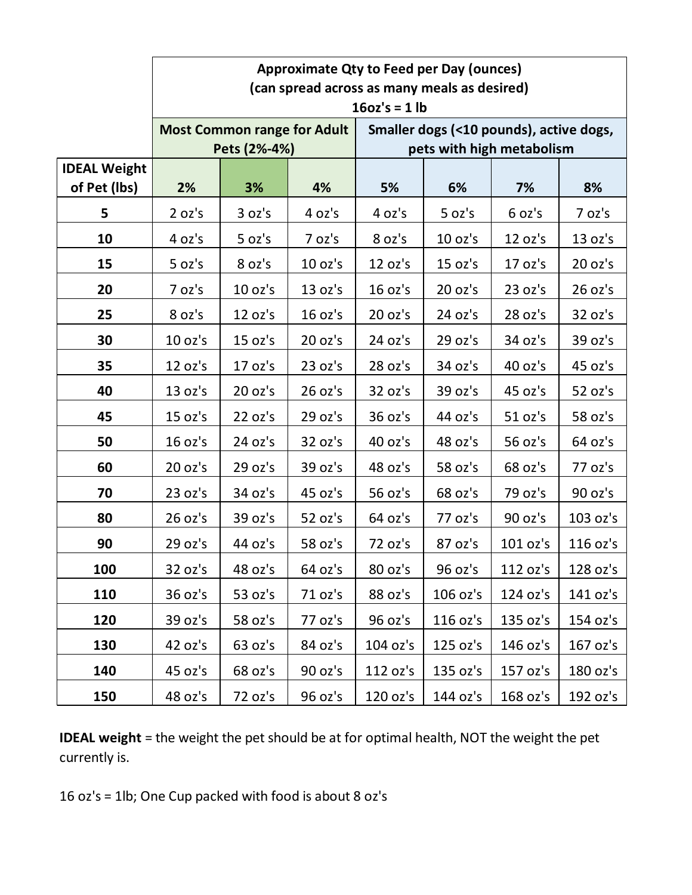| | Approximate Qty to Feed per Day (ounces) (can spread across as many meals as desired) 16oz's = 1 lb | | | | | | |
|---|---|---|---|---|---|---|---|
| | Most Common range for Adult Pets (2%-4%) | | | Smaller dogs (<10 pounds), active dogs, pets with high metabolism | | | |
| **IDEAL Weight of Pet (lbs)** | **2%** | **3%** | **4%** | **5%** | **6%** | **7%** | **8%** |
| **5** | 2 oz's | 3 oz's | 4 oz's | 4 oz's | 5 oz's | 6 oz's | 7 oz's |
| **10** | 4 oz's | 5 oz's | 7 oz's | 8 oz's | 10 oz's | 12 oz's | 13 oz's |
| **15** | 5 oz's | 8 oz's | 10 oz's | 12 oz's | 15 oz's | 17 oz's | 20 oz's |
| **20** | 7 oz's | 10 oz's | 13 oz's | 16 oz's | 20 oz's | 23 oz's | 26 oz's |
| **25** | 8 oz's | 12 oz's | 16 oz's | 20 oz's | 24 oz's | 28 oz's | 32 oz's |
| **30** | 10 oz's | 15 oz's | 20 oz's | 24 oz's | 29 oz's | 34 oz's | 39 oz's |
| **35** | 12 oz's | 17 oz's | 23 oz's | 28 oz's | 34 oz's | 40 oz's | 45 oz's |
| **40** | 13 oz's | 20 oz's | 26 oz's | 32 oz's | 39 oz's | 45 oz's | 52 oz's |
| **45** | 15 oz's | 22 oz's | 29 oz's | 36 oz's | 44 oz's | 51 oz's | 58 oz's |
| **50** | 16 oz's | 24 oz's | 32 oz's | 40 oz's | 48 oz's | 56 oz's | 64 oz's |
| **60** | 20 oz's | 29 oz's | 39 oz's | 48 oz's | 58 oz's | 68 oz's | 77 oz's |
| **70** | 23 oz's | 34 oz's | 45 oz's | 56 oz's | 68 oz's | 79 oz's | 90 oz's |
| **80** | 26 oz's | 39 oz's | 52 oz's | 64 oz's | 77 oz's | 90 oz's | 103 oz's |
| **90** | 29 oz's | 44 oz's | 58 oz's | 72 oz's | 87 oz's | 101 oz's | 116 oz's |
| **100** | 32 oz's | 48 oz's | 64 oz's | 80 oz's | 96 oz's | 112 oz's | 128 oz's |
| **110** | 36 oz's | 53 oz's | 71 oz's | 88 oz's | 106 oz's | 124 oz's | 141 oz's |
| **120** | 39 oz's | 58 oz's | 77 oz's | 96 oz's | 116 oz's | 135 oz's | 154 oz's |
| **130** | 42 oz's | 63 oz's | 84 oz's | 104 oz's | 125 oz's | 146 oz's | 167 oz's |
| **140** | 45 oz's | 68 oz's | 90 oz's | 112 oz's | 135 oz's | 157 oz's | 180 oz's |
| **150** | 48 oz's | 72 oz's | 96 oz's | 120 oz's | 144 oz's | 168 oz's | 192 oz's |

**IDEAL weight** = the weight the pet should be at for optimal health, NOT the weight the pet currently is.

16 oz's = 1lb; One Cup packed with food is about 8 oz's